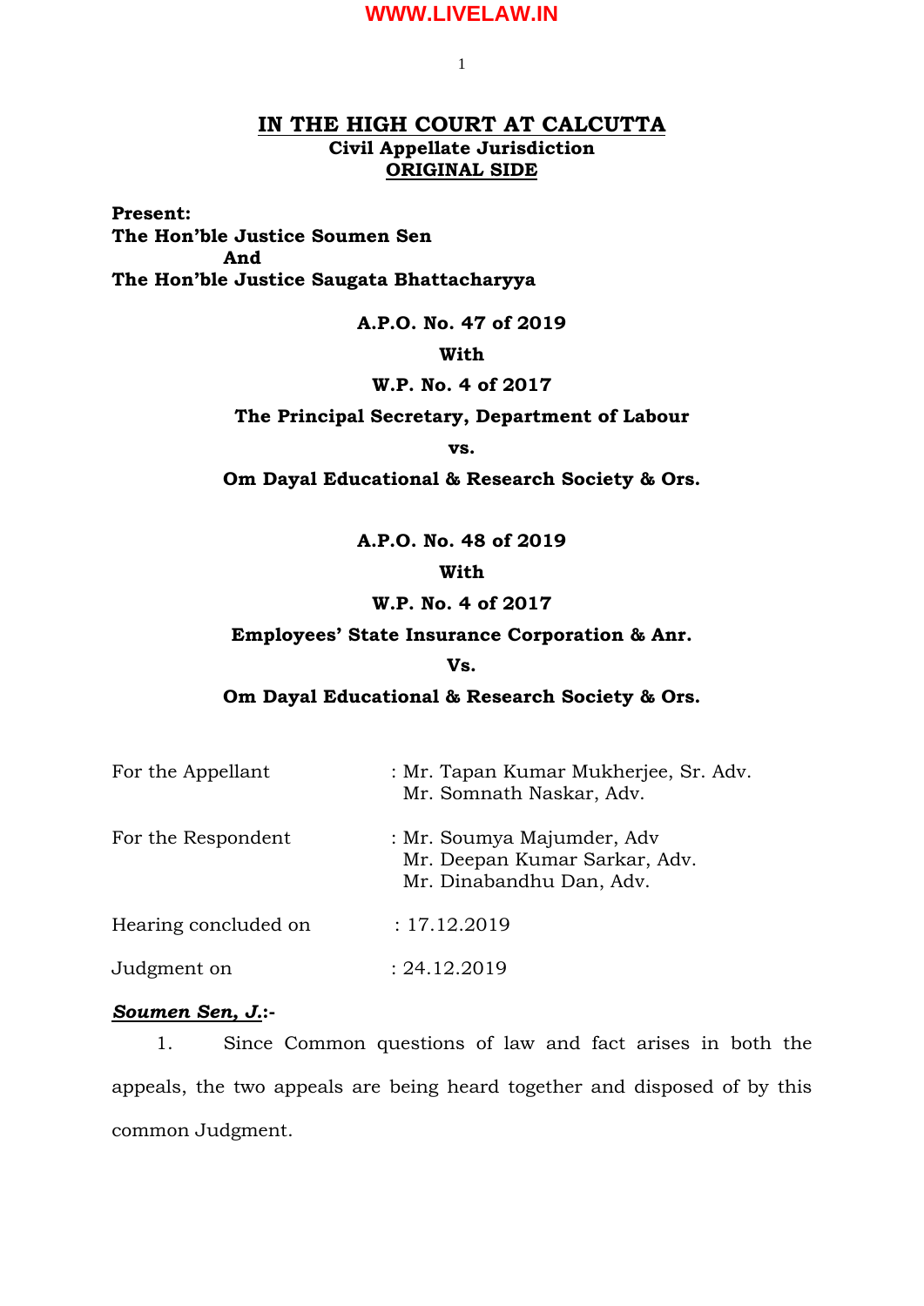# IN THE HIGH COURT AT CALCUTTA

**Civil Appellate Jurisdiction**

**ORIGINAL SIDE**

**Present:**
**The Hon'ble Justice Soumen Sen**
**And**
**The Hon'ble Justice Saugata Bhattacharyya**

**A.P.O. No. 47 of 2019**

**With**

**W.P. No. 4 of 2017**

**The Principal Secretary, Department of Labour**

**vs.**

**Om Dayal Educational & Research Society & Ors.**

**A.P.O. No. 48 of 2019**

**With**

**W.P. No. 4 of 2017**

**Employees' State Insurance Corporation & Anr.**

**Vs.**

**Om Dayal Educational & Research Society & Ors.**

| | |
|---|---|
| For the Appellant | : Mr. Tapan Kumar Mukherjee, Sr. Adv.<br>Mr. Somnath Naskar, Adv. |
| For the Respondent | : Mr. Soumya Majumder, Adv<br>Mr. Deepan Kumar Sarkar, Adv.<br>Mr. Dinabandhu Dan, Adv. |
| Hearing concluded on | : 17.12.2019 |
| Judgment on | : 24.12.2019 |

***Soumen Sen, J.*:-**

1. Since Common questions of law and fact arises in both the appeals, the two appeals are being heard together and disposed of by this common Judgment.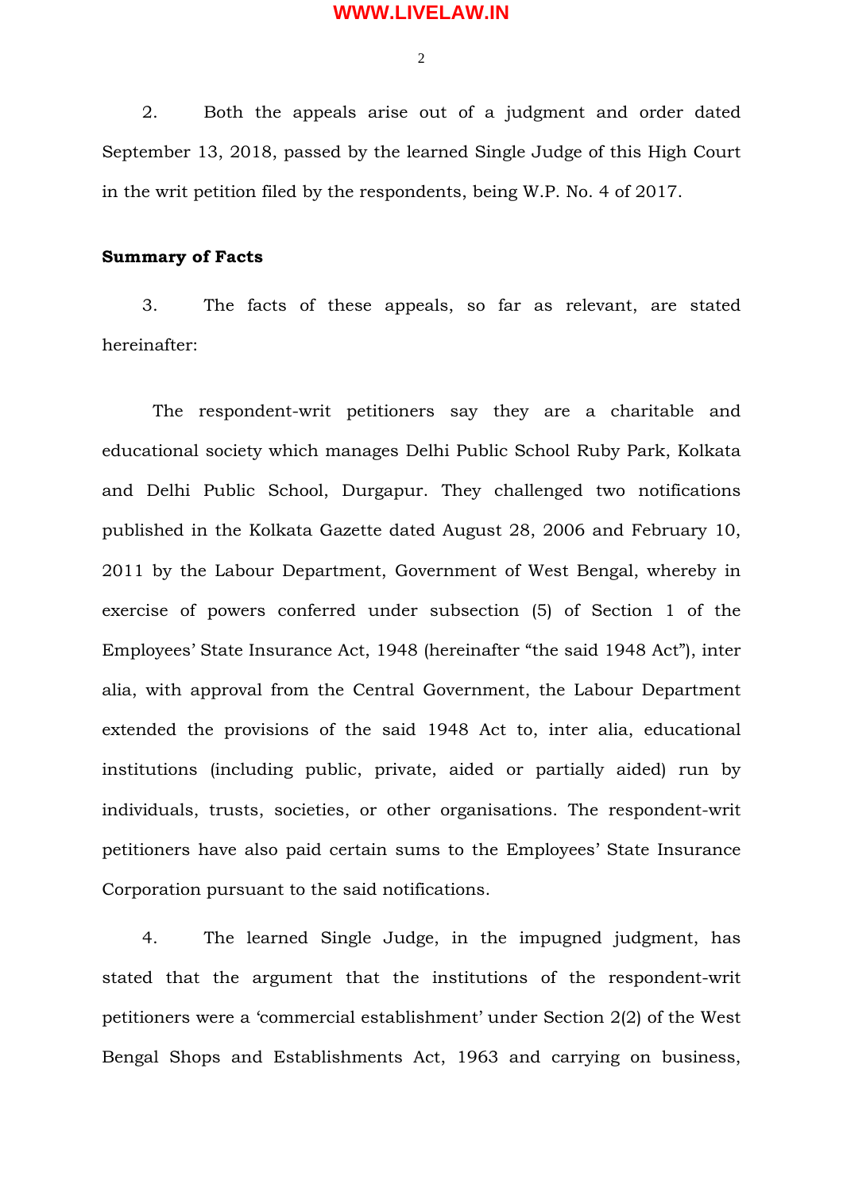2. Both the appeals arise out of a judgment and order dated September 13, 2018, passed by the learned Single Judge of this High Court in the writ petition filed by the respondents, being W.P. No. 4 of 2017.

**Summary of Facts**

3. The facts of these appeals, so far as relevant, are stated hereinafter:

The respondent-writ petitioners say they are a charitable and educational society which manages Delhi Public School Ruby Park, Kolkata and Delhi Public School, Durgapur. They challenged two notifications published in the Kolkata Gazette dated August 28, 2006 and February 10, 2011 by the Labour Department, Government of West Bengal, whereby in exercise of powers conferred under subsection (5) of Section 1 of the Employees' State Insurance Act, 1948 (hereinafter "the said 1948 Act"), inter alia, with approval from the Central Government, the Labour Department extended the provisions of the said 1948 Act to, inter alia, educational institutions (including public, private, aided or partially aided) run by individuals, trusts, societies, or other organisations. The respondent-writ petitioners have also paid certain sums to the Employees' State Insurance Corporation pursuant to the said notifications.

4. The learned Single Judge, in the impugned judgment, has stated that the argument that the institutions of the respondent-writ petitioners were a 'commercial establishment' under Section 2(2) of the West Bengal Shops and Establishments Act, 1963 and carrying on business,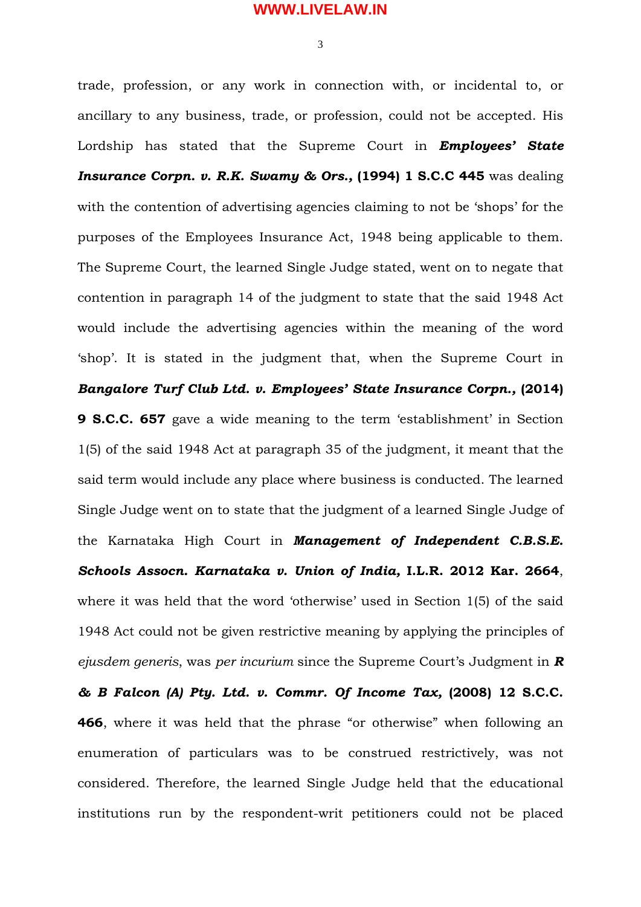trade, profession, or any work in connection with, or incidental to, or ancillary to any business, trade, or profession, could not be accepted. His Lordship has stated that the Supreme Court in ***Employees' State Insurance Corpn. v. R.K. Swamy & Ors.,* (1994) 1 S.C.C 445** was dealing with the contention of advertising agencies claiming to not be 'shops' for the purposes of the Employees Insurance Act, 1948 being applicable to them. The Supreme Court, the learned Single Judge stated, went on to negate that contention in paragraph 14 of the judgment to state that the said 1948 Act would include the advertising agencies within the meaning of the word 'shop'. It is stated in the judgment that, when the Supreme Court in ***Bangalore Turf Club Ltd. v. Employees' State Insurance Corpn.,* (2014) 9 S.C.C. 657** gave a wide meaning to the term 'establishment' in Section 1(5) of the said 1948 Act at paragraph 35 of the judgment, it meant that the said term would include any place where business is conducted. The learned Single Judge went on to state that the judgment of a learned Single Judge of the Karnataka High Court in ***Management of Independent C.B.S.E. Schools Assocn. Karnataka v. Union of India,* I.L.R. 2012 Kar. 2664**, where it was held that the word 'otherwise' used in Section 1(5) of the said 1948 Act could not be given restrictive meaning by applying the principles of *ejusdem generis*, was *per incurium* since the Supreme Court's Judgment in ***R & B Falcon (A) Pty. Ltd. v. Commr. Of Income Tax,* (2008) 12 S.C.C. 466**, where it was held that the phrase "or otherwise" when following an enumeration of particulars was to be construed restrictively, was not considered. Therefore, the learned Single Judge held that the educational institutions run by the respondent-writ petitioners could not be placed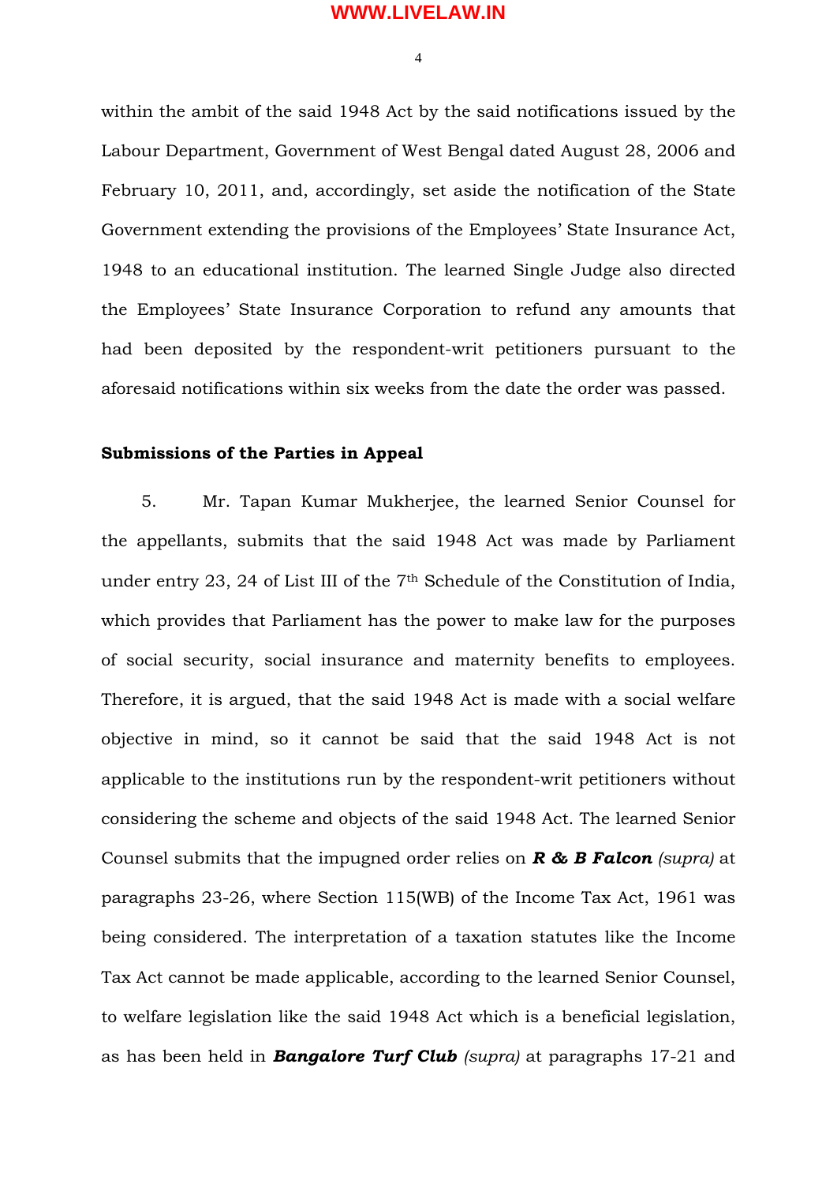within the ambit of the said 1948 Act by the said notifications issued by the Labour Department, Government of West Bengal dated August 28, 2006 and February 10, 2011, and, accordingly, set aside the notification of the State Government extending the provisions of the Employees' State Insurance Act, 1948 to an educational institution. The learned Single Judge also directed the Employees' State Insurance Corporation to refund any amounts that had been deposited by the respondent-writ petitioners pursuant to the aforesaid notifications within six weeks from the date the order was passed.

**Submissions of the Parties in Appeal**

5. Mr. Tapan Kumar Mukherjee, the learned Senior Counsel for the appellants, submits that the said 1948 Act was made by Parliament under entry 23, 24 of List III of the 7th Schedule of the Constitution of India, which provides that Parliament has the power to make law for the purposes of social security, social insurance and maternity benefits to employees. Therefore, it is argued, that the said 1948 Act is made with a social welfare objective in mind, so it cannot be said that the said 1948 Act is not applicable to the institutions run by the respondent-writ petitioners without considering the scheme and objects of the said 1948 Act. The learned Senior Counsel submits that the impugned order relies on ***R & B Falcon*** *(supra)* at paragraphs 23-26, where Section 115(WB) of the Income Tax Act, 1961 was being considered. The interpretation of a taxation statutes like the Income Tax Act cannot be made applicable, according to the learned Senior Counsel, to welfare legislation like the said 1948 Act which is a beneficial legislation, as has been held in ***Bangalore Turf Club*** *(supra)* at paragraphs 17-21 and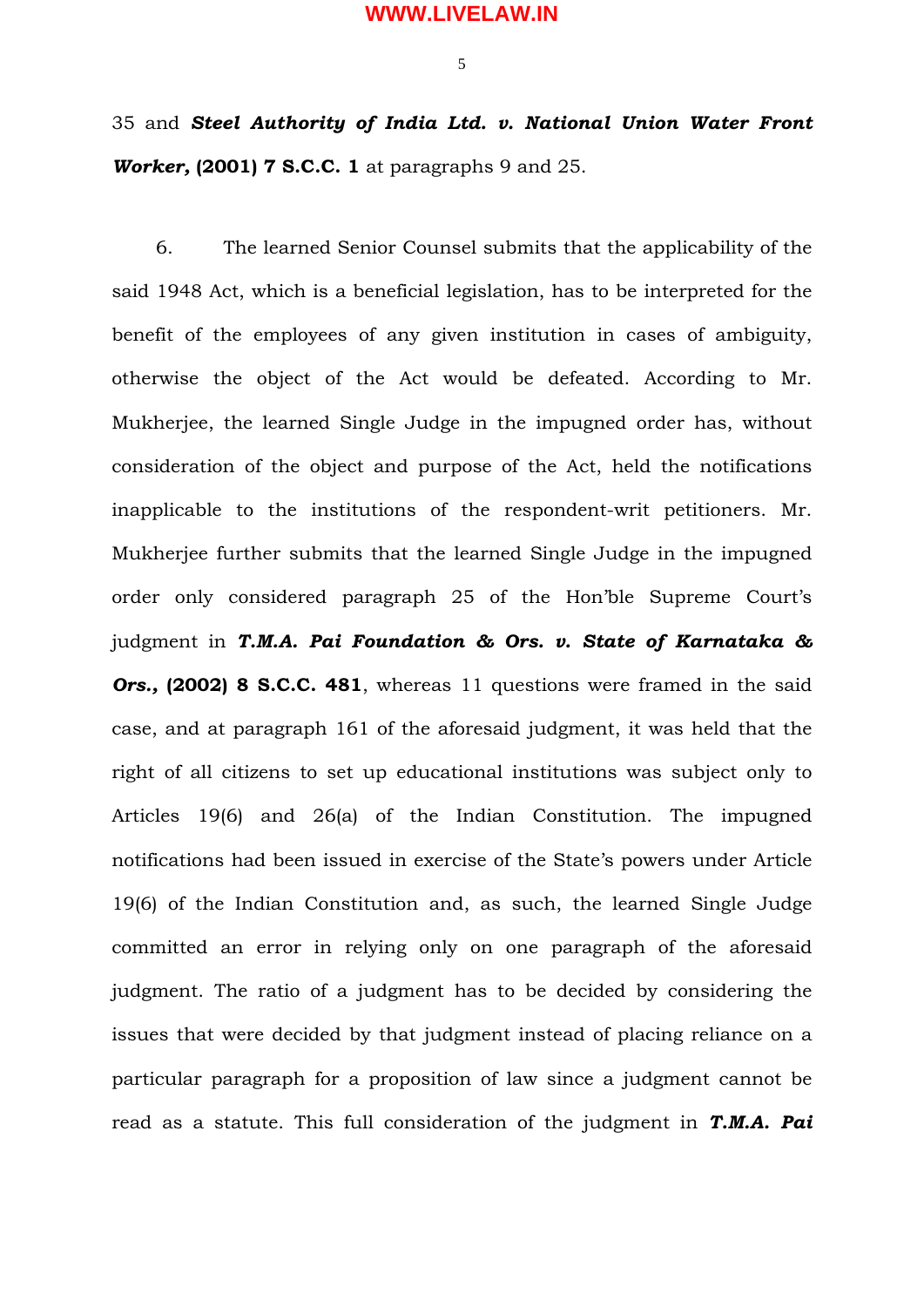35 and ***Steel Authority of India Ltd. v. National Union Water Front Worker,* (2001) 7 S.C.C. 1** at paragraphs 9 and 25.

6. The learned Senior Counsel submits that the applicability of the said 1948 Act, which is a beneficial legislation, has to be interpreted for the benefit of the employees of any given institution in cases of ambiguity, otherwise the object of the Act would be defeated. According to Mr. Mukherjee, the learned Single Judge in the impugned order has, without consideration of the object and purpose of the Act, held the notifications inapplicable to the institutions of the respondent-writ petitioners. Mr. Mukherjee further submits that the learned Single Judge in the impugned order only considered paragraph 25 of the Hon'ble Supreme Court's judgment in ***T.M.A. Pai Foundation & Ors. v. State of Karnataka & Ors.,* (2002) 8 S.C.C. 481**, whereas 11 questions were framed in the said case, and at paragraph 161 of the aforesaid judgment, it was held that the right of all citizens to set up educational institutions was subject only to Articles 19(6) and 26(a) of the Indian Constitution. The impugned notifications had been issued in exercise of the State's powers under Article 19(6) of the Indian Constitution and, as such, the learned Single Judge committed an error in relying only on one paragraph of the aforesaid judgment. The ratio of a judgment has to be decided by considering the issues that were decided by that judgment instead of placing reliance on a particular paragraph for a proposition of law since a judgment cannot be read as a statute. This full consideration of the judgment in ***T.M.A. Pai***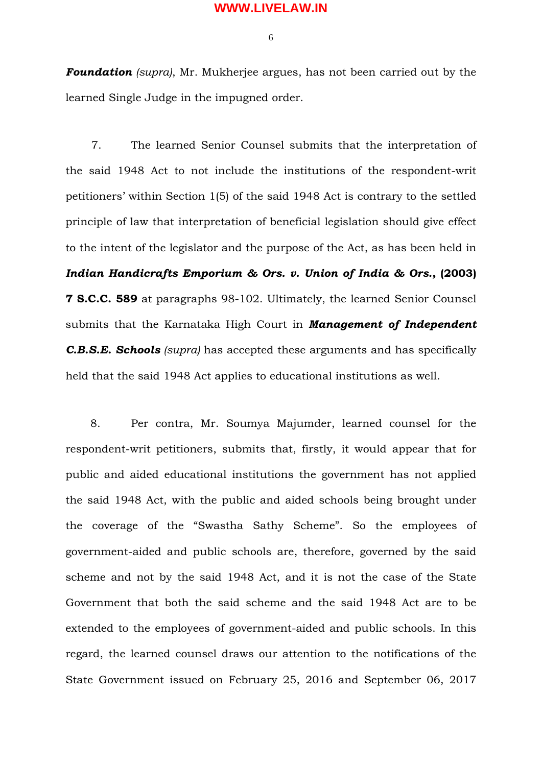***Foundation*** *(supra)*, Mr. Mukherjee argues, has not been carried out by the learned Single Judge in the impugned order.

7. The learned Senior Counsel submits that the interpretation of the said 1948 Act to not include the institutions of the respondent-writ petitioners' within Section 1(5) of the said 1948 Act is contrary to the settled principle of law that interpretation of beneficial legislation should give effect to the intent of the legislator and the purpose of the Act, as has been held in ***Indian Handicrafts Emporium & Ors. v. Union of India & Ors.*, (2003) 7 S.C.C. 589** at paragraphs 98-102. Ultimately, the learned Senior Counsel submits that the Karnataka High Court in ***Management of Independent C.B.S.E. Schools*** *(supra)* has accepted these arguments and has specifically held that the said 1948 Act applies to educational institutions as well.

8. Per contra, Mr. Soumya Majumder, learned counsel for the respondent-writ petitioners, submits that, firstly, it would appear that for public and aided educational institutions the government has not applied the said 1948 Act, with the public and aided schools being brought under the coverage of the "Swastha Sathy Scheme". So the employees of government-aided and public schools are, therefore, governed by the said scheme and not by the said 1948 Act, and it is not the case of the State Government that both the said scheme and the said 1948 Act are to be extended to the employees of government-aided and public schools. In this regard, the learned counsel draws our attention to the notifications of the State Government issued on February 25, 2016 and September 06, 2017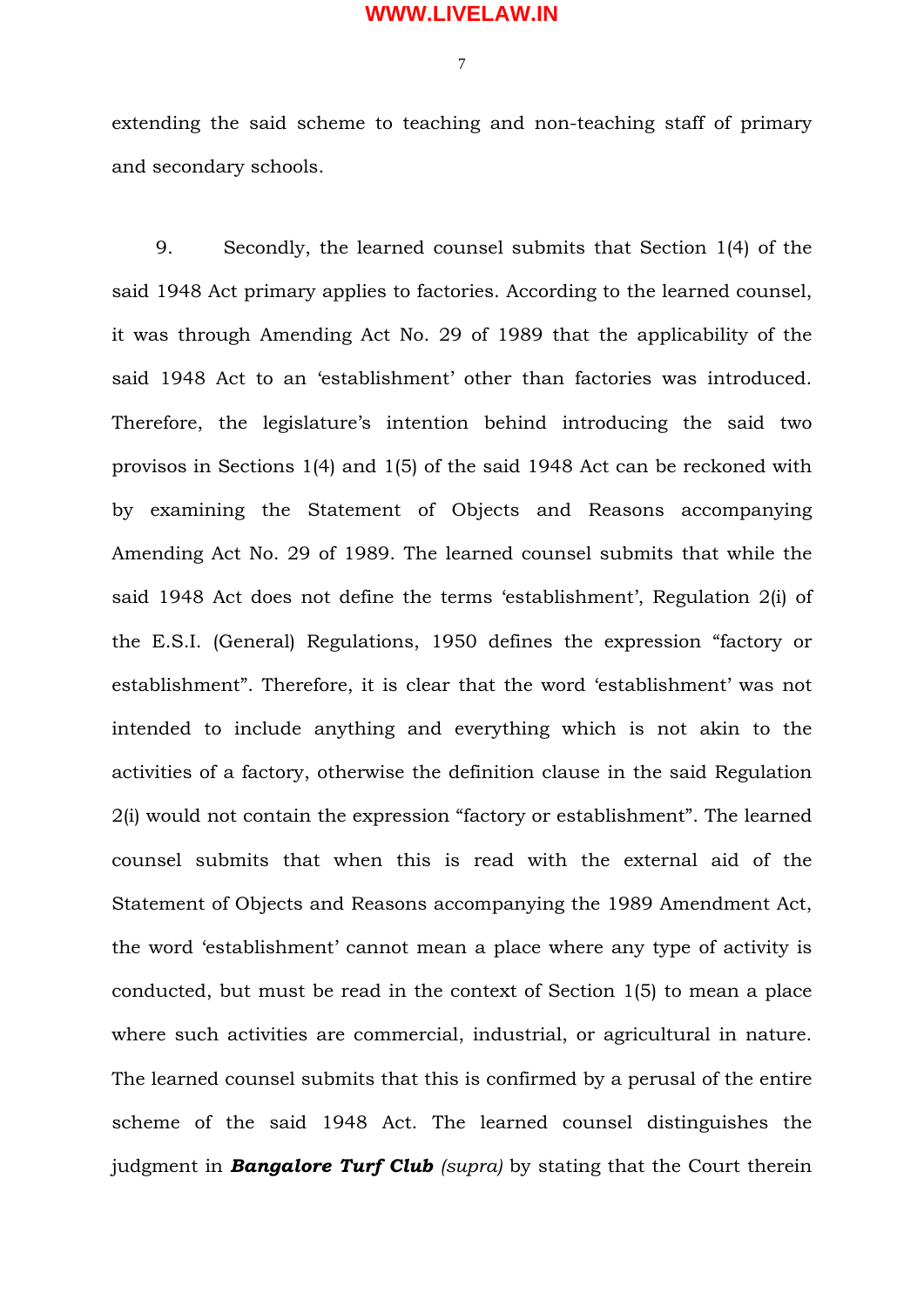extending the said scheme to teaching and non-teaching staff of primary and secondary schools.

9. Secondly, the learned counsel submits that Section 1(4) of the said 1948 Act primary applies to factories. According to the learned counsel, it was through Amending Act No. 29 of 1989 that the applicability of the said 1948 Act to an 'establishment' other than factories was introduced. Therefore, the legislature's intention behind introducing the said two provisos in Sections 1(4) and 1(5) of the said 1948 Act can be reckoned with by examining the Statement of Objects and Reasons accompanying Amending Act No. 29 of 1989. The learned counsel submits that while the said 1948 Act does not define the terms 'establishment', Regulation 2(i) of the E.S.I. (General) Regulations, 1950 defines the expression "factory or establishment". Therefore, it is clear that the word 'establishment' was not intended to include anything and everything which is not akin to the activities of a factory, otherwise the definition clause in the said Regulation 2(i) would not contain the expression "factory or establishment". The learned counsel submits that when this is read with the external aid of the Statement of Objects and Reasons accompanying the 1989 Amendment Act, the word 'establishment' cannot mean a place where any type of activity is conducted, but must be read in the context of Section 1(5) to mean a place where such activities are commercial, industrial, or agricultural in nature. The learned counsel submits that this is confirmed by a perusal of the entire scheme of the said 1948 Act. The learned counsel distinguishes the judgment in ***Bangalore Turf Club*** *(supra)* by stating that the Court therein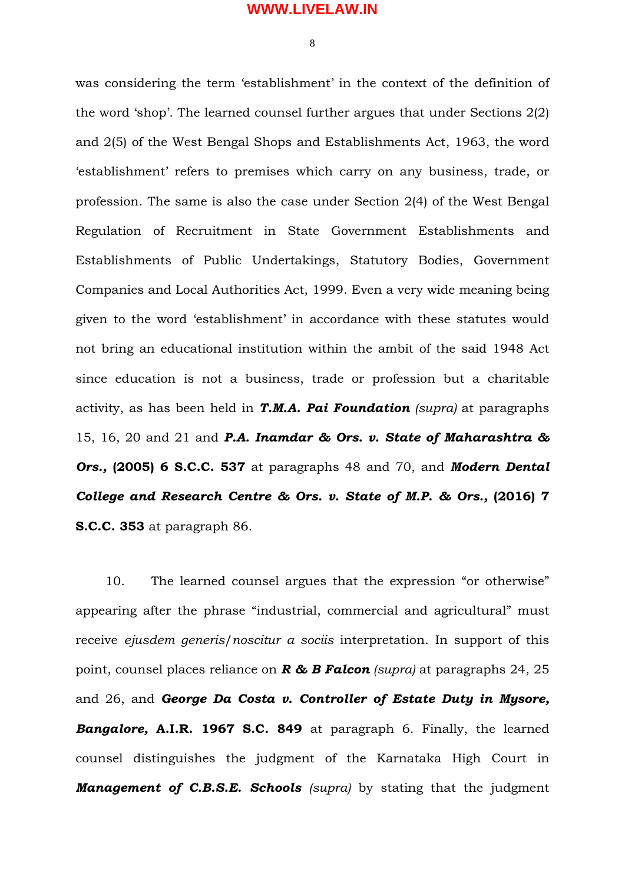was considering the term 'establishment' in the context of the definition of the word 'shop'. The learned counsel further argues that under Sections 2(2) and 2(5) of the West Bengal Shops and Establishments Act, 1963, the word 'establishment' refers to premises which carry on any business, trade, or profession. The same is also the case under Section 2(4) of the West Bengal Regulation of Recruitment in State Government Establishments and Establishments of Public Undertakings, Statutory Bodies, Government Companies and Local Authorities Act, 1999. Even a very wide meaning being given to the word 'establishment' in accordance with these statutes would not bring an educational institution within the ambit of the said 1948 Act since education is not a business, trade or profession but a charitable activity, as has been held in ***T.M.A. Pai Foundation*** *(supra)* at paragraphs 15, 16, 20 and 21 and ***P.A. Inamdar & Ors. v. State of Maharashtra & Ors.*****, (2005) 6 S.C.C. 537** at paragraphs 48 and 70, and ***Modern Dental College and Research Centre & Ors. v. State of M.P. & Ors.*****, (2016) 7 S.C.C. 353** at paragraph 86.

10. The learned counsel argues that the expression "or otherwise" appearing after the phrase "industrial, commercial and agricultural" must receive *ejusdem generis*/*noscitur a sociis* interpretation. In support of this point, counsel places reliance on ***R & B Falcon*** *(supra)* at paragraphs 24, 25 and 26, and ***George Da Costa v. Controller of Estate Duty in Mysore, Bangalore*****, A.I.R. 1967 S.C. 849** at paragraph 6. Finally, the learned counsel distinguishes the judgment of the Karnataka High Court in ***Management of C.B.S.E. Schools*** *(supra)* by stating that the judgment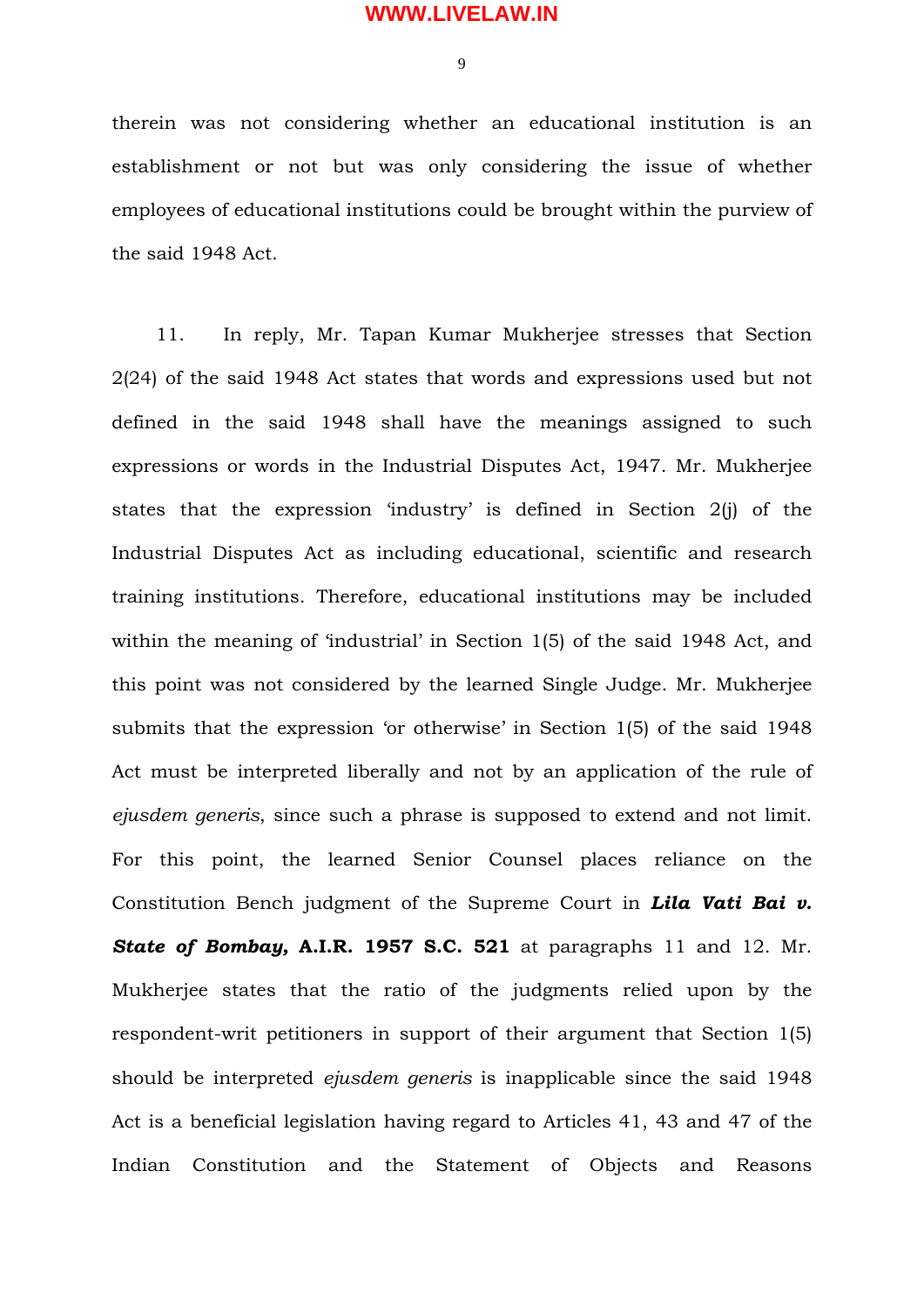therein was not considering whether an educational institution is an establishment or not but was only considering the issue of whether employees of educational institutions could be brought within the purview of the said 1948 Act.

11. In reply, Mr. Tapan Kumar Mukherjee stresses that Section 2(24) of the said 1948 Act states that words and expressions used but not defined in the said 1948 shall have the meanings assigned to such expressions or words in the Industrial Disputes Act, 1947. Mr. Mukherjee states that the expression 'industry' is defined in Section 2(j) of the Industrial Disputes Act as including educational, scientific and research training institutions. Therefore, educational institutions may be included within the meaning of 'industrial' in Section 1(5) of the said 1948 Act, and this point was not considered by the learned Single Judge. Mr. Mukherjee submits that the expression 'or otherwise' in Section 1(5) of the said 1948 Act must be interpreted liberally and not by an application of the rule of *ejusdem generis*, since such a phrase is supposed to extend and not limit. For this point, the learned Senior Counsel places reliance on the Constitution Bench judgment of the Supreme Court in ***Lila Vati Bai v. State of Bombay,*** **A.I.R. 1957 S.C. 521** at paragraphs 11 and 12. Mr. Mukherjee states that the ratio of the judgments relied upon by the respondent-writ petitioners in support of their argument that Section 1(5) should be interpreted *ejusdem generis* is inapplicable since the said 1948 Act is a beneficial legislation having regard to Articles 41, 43 and 47 of the Indian Constitution and the Statement of Objects and Reasons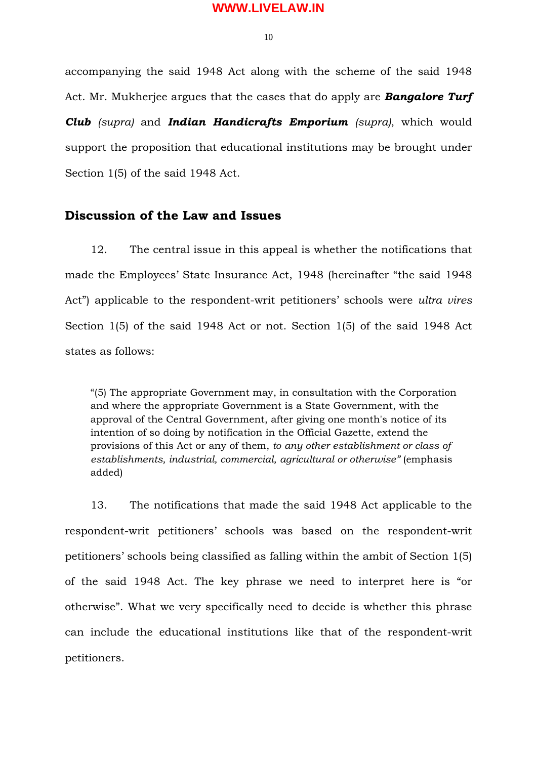accompanying the said 1948 Act along with the scheme of the said 1948 Act. Mr. Mukherjee argues that the cases that do apply are ***Bangalore Turf Club*** *(supra)* and ***Indian Handicrafts Emporium*** *(supra)*, which would support the proposition that educational institutions may be brought under Section 1(5) of the said 1948 Act.

## Discussion of the Law and Issues

12. The central issue in this appeal is whether the notifications that made the Employees' State Insurance Act, 1948 (hereinafter "the said 1948 Act") applicable to the respondent-writ petitioners' schools were *ultra vires* Section 1(5) of the said 1948 Act or not. Section 1(5) of the said 1948 Act states as follows:

> "(5) The appropriate Government may, in consultation with the Corporation and where the appropriate Government is a State Government, with the approval of the Central Government, after giving one month's notice of its intention of so doing by notification in the Official Gazette, extend the provisions of this Act or any of them, *to any other establishment or class of establishments, industrial, commercial, agricultural or otherwise"* (emphasis added)

13. The notifications that made the said 1948 Act applicable to the respondent-writ petitioners' schools was based on the respondent-writ petitioners' schools being classified as falling within the ambit of Section 1(5) of the said 1948 Act. The key phrase we need to interpret here is "or otherwise". What we very specifically need to decide is whether this phrase can include the educational institutions like that of the respondent-writ petitioners.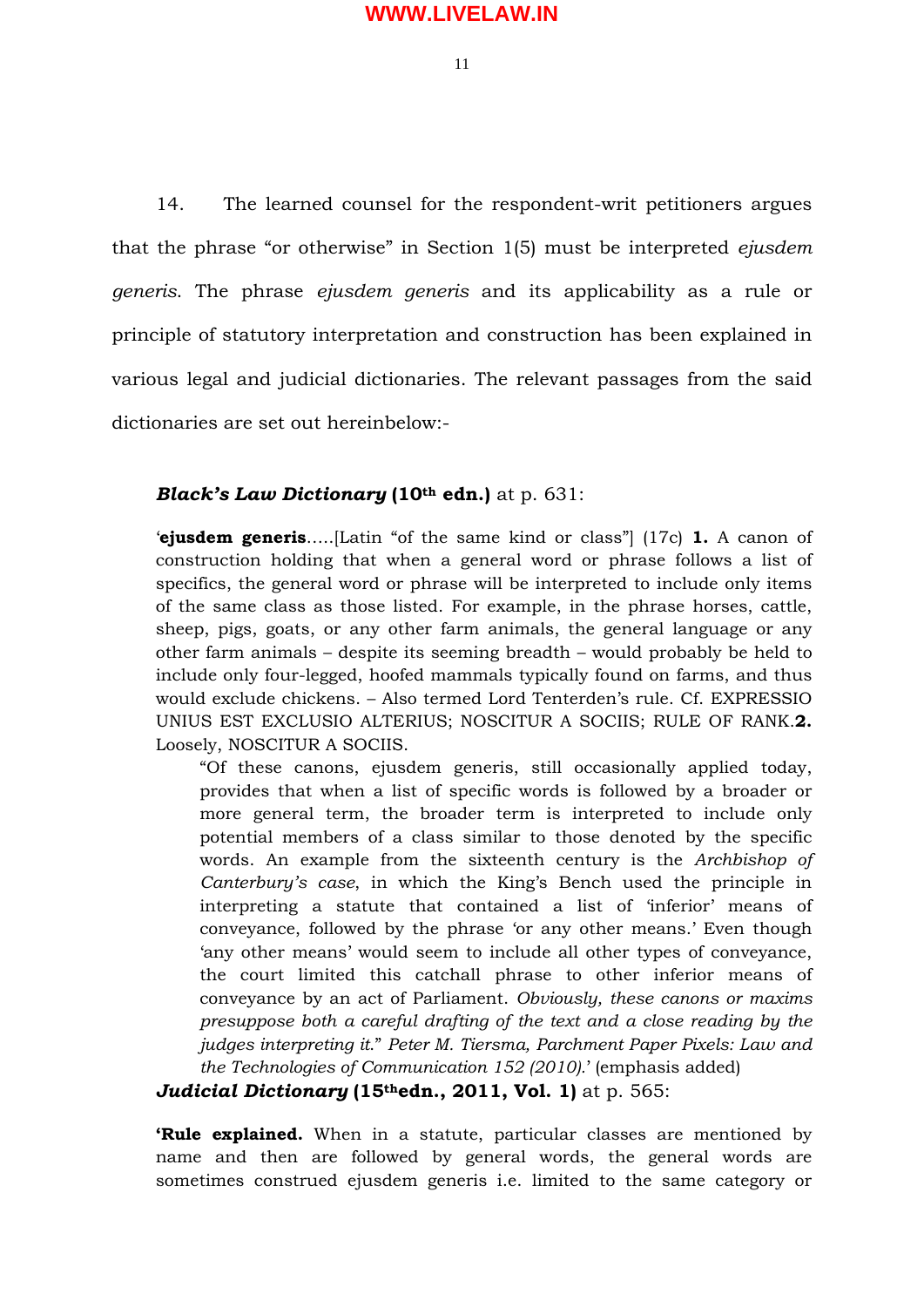14. The learned counsel for the respondent-writ petitioners argues that the phrase "or otherwise" in Section 1(5) must be interpreted *ejusdem generis*. The phrase *ejusdem generis* and its applicability as a rule or principle of statutory interpretation and construction has been explained in various legal and judicial dictionaries. The relevant passages from the said dictionaries are set out hereinbelow:-

***Black's Law Dictionary* (10th edn.)** at p. 631:

> '**ejusdem generis**.....[Latin "of the same kind or class"] (17c) **1.** A canon of construction holding that when a general word or phrase follows a list of specifics, the general word or phrase will be interpreted to include only items of the same class as those listed. For example, in the phrase horses, cattle, sheep, pigs, goats, or any other farm animals, the general language or any other farm animals – despite its seeming breadth – would probably be held to include only four-legged, hoofed mammals typically found on farms, and thus would exclude chickens. – Also termed Lord Tenterden's rule. Cf. EXPRESSIO UNIUS EST EXCLUSIO ALTERIUS; NOSCITUR A SOCIIS; RULE OF RANK.**2.** Loosely, NOSCITUR A SOCIIS.
>
> > "Of these canons, ejusdem generis, still occasionally applied today, provides that when a list of specific words is followed by a broader or more general term, the broader term is interpreted to include only potential members of a class similar to those denoted by the specific words. An example from the sixteenth century is the *Archbishop of Canterbury's case*, in which the King's Bench used the principle in interpreting a statute that contained a list of 'inferior' means of conveyance, followed by the phrase 'or any other means.' Even though 'any other means' would seem to include all other types of conveyance, the court limited this catchall phrase to other inferior means of conveyance by an act of Parliament. *Obviously, these canons or maxims presuppose both a careful drafting of the text and a close reading by the judges interpreting it.*" *Peter M. Tiersma, Parchment Paper Pixels: Law and the Technologies of Communication 152 (2010).*' (emphasis added)

***Judicial Dictionary* (15thedn., 2011, Vol. 1)** at p. 565:

> **'Rule explained.** When in a statute, particular classes are mentioned by name and then are followed by general words, the general words are sometimes construed ejusdem generis i.e. limited to the same category or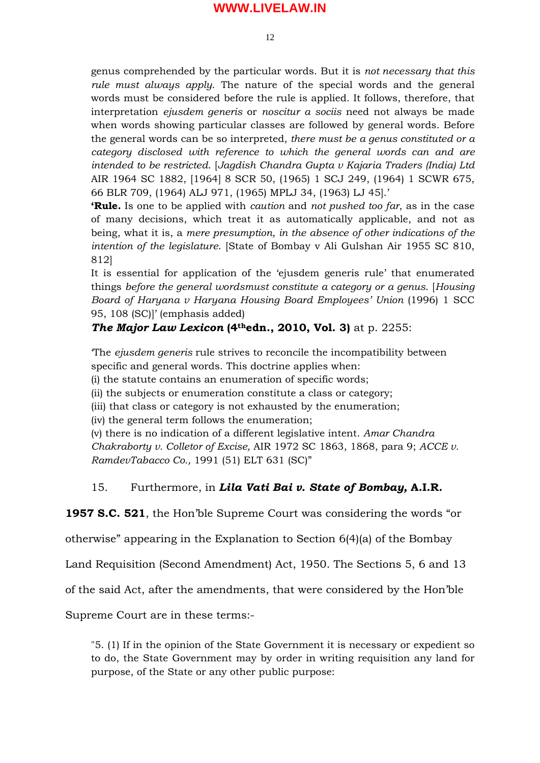genus comprehended by the particular words. But it is *not necessary that this rule must always apply*. The nature of the special words and the general words must be considered before the rule is applied. It follows, therefore, that interpretation *ejusdem generis* or *noscitur a sociis* need not always be made when words showing particular classes are followed by general words. Before the general words can be so interpreted, *there must be a genus constituted or a category disclosed with reference to which the general words can and are intended to be restricted*. [*Jagdish Chandra Gupta v Kajaria Traders (India) Ltd* AIR 1964 SC 1882, [1964] 8 SCR 50, (1965) 1 SCJ 249, (1964) 1 SCWR 675, 66 BLR 709, (1964) ALJ 971, (1965) MPLJ 34, (1963) LJ 45].'

**'Rule.** Is one to be applied with *caution* and *not pushed too far*, as in the case of many decisions, which treat it as automatically applicable, and not as being, what it is, a *mere presumption, in the absence of other indications of the intention of the legislature*. [State of Bombay v Ali Gulshan Air 1955 SC 810, 812]

It is essential for application of the 'ejusdem generis rule' that enumerated things *before the general wordsmust constitute a category or a genus*. [*Housing Board of Haryana v Haryana Housing Board Employees' Union* (1996) 1 SCC 95, 108 (SC)]' (emphasis added)

***The Major Law Lexicon* (4thedn., 2010, Vol. 3)** at p. 2255:

'The *ejusdem generis* rule strives to reconcile the incompatibility between specific and general words. This doctrine applies when:
(i) the statute contains an enumeration of specific words;
(ii) the subjects or enumeration constitute a class or category;
(iii) that class or category is not exhausted by the enumeration;
(iv) the general term follows the enumeration;
(v) there is no indication of a different legislative intent. *Amar Chandra Chakraborty v. Colletor of Excise,* AIR 1972 SC 1863, 1868, para 9; *ACCE v. RamdevTabacco Co.,* 1991 (51) ELT 631 (SC)"

15. Furthermore, in ***Lila Vati Bai v. State of Bombay,* A.I.R. 1957 S.C. 521**, the Hon'ble Supreme Court was considering the words "or otherwise" appearing in the Explanation to Section 6(4)(a) of the Bombay Land Requisition (Second Amendment) Act, 1950. The Sections 5, 6 and 13 of the said Act, after the amendments, that were considered by the Hon'ble Supreme Court are in these terms:-

"5. (1) If in the opinion of the State Government it is necessary or expedient so to do, the State Government may by order in writing requisition any land for purpose, of the State or any other public purpose: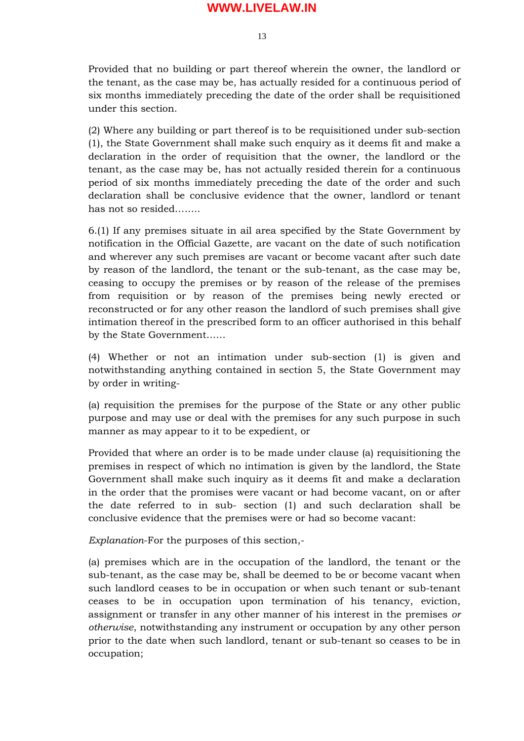Provided that no building or part thereof wherein the owner, the landlord or the tenant, as the case may be, has actually resided for a continuous period of six months immediately preceding the date of the order shall be requisitioned under this section.

(2) Where any building or part thereof is to be requisitioned under sub-section (1), the State Government shall make such enquiry as it deems fit and make a declaration in the order of requisition that the owner, the landlord or the tenant, as the case may be, has not actually resided therein for a continuous period of six months immediately preceding the date of the order and such declaration shall be conclusive evidence that the owner, landlord or tenant has not so resided……..

6.(1) If any premises situate in ail area specified by the State Government by notification in the Official Gazette, are vacant on the date of such notification and wherever any such premises are vacant or become vacant after such date by reason of the landlord, the tenant or the sub-tenant, as the case may be, ceasing to occupy the premises or by reason of the release of the premises from requisition or by reason of the premises being newly erected or reconstructed or for any other reason the landlord of such premises shall give intimation thereof in the prescribed form to an officer authorised in this behalf by the State Government……

(4) Whether or not an intimation under sub-section (1) is given and notwithstanding anything contained in section 5, the State Government may by order in writing-

(a) requisition the premises for the purpose of the State or any other public purpose and may use or deal with the premises for any such purpose in such manner as may appear to it to be expedient, or

Provided that where an order is to be made under clause (a) requisitioning the premises in respect of which no intimation is given by the landlord, the State Government shall make such inquiry as it deems fit and make a declaration in the order that the promises were vacant or had become vacant, on or after the date referred to in sub- section (1) and such declaration shall be conclusive evidence that the premises were or had so become vacant:

*Explanation*-For the purposes of this section,-

(a) premises which are in the occupation of the landlord, the tenant or the sub-tenant, as the case may be, shall be deemed to be or become vacant when such landlord ceases to be in occupation or when such tenant or sub-tenant ceases to be in occupation upon termination of his tenancy, eviction, assignment or transfer in any other manner of his interest in the premises *or otherwise*, notwithstanding any instrument or occupation by any other person prior to the date when such landlord, tenant or sub-tenant so ceases to be in occupation;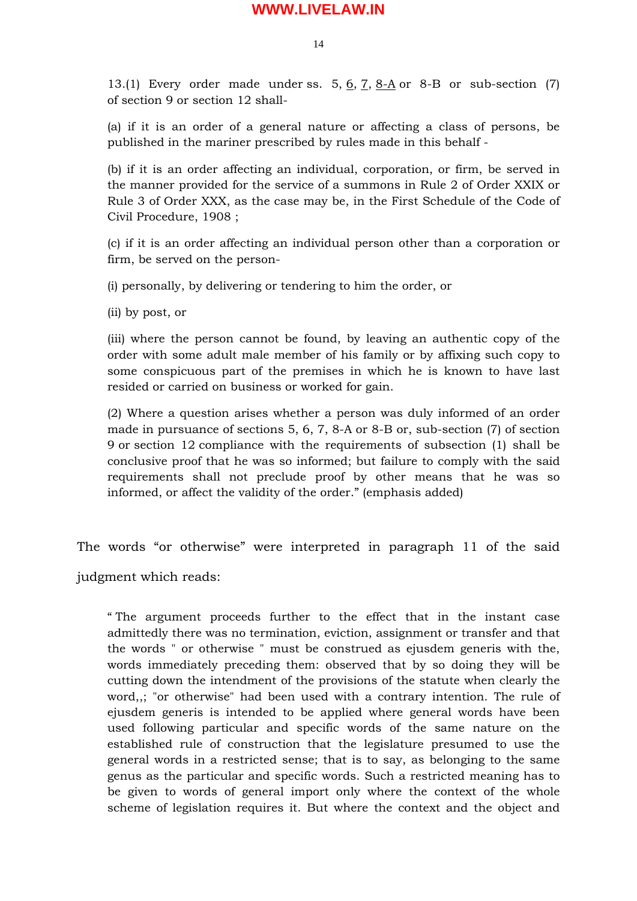13.(1) Every order made under ss. 5, 6, 7, 8-A or 8-B or sub-section (7) of section 9 or section 12 shall-

(a) if it is an order of a general nature or affecting a class of persons, be published in the mariner prescribed by rules made in this behalf -

(b) if it is an order affecting an individual, corporation, or firm, be served in the manner provided for the service of a summons in Rule 2 of Order XXIX or Rule 3 of Order XXX, as the case may be, in the First Schedule of the Code of Civil Procedure, 1908 ;

(c) if it is an order affecting an individual person other than a corporation or firm, be served on the person-

(i) personally, by delivering or tendering to him the order, or

(ii) by post, or

(iii) where the person cannot be found, by leaving an authentic copy of the order with some adult male member of his family or by affixing such copy to some conspicuous part of the premises in which he is known to have last resided or carried on business or worked for gain.

(2) Where a question arises whether a person was duly informed of an order made in pursuance of sections 5, 6, 7, 8-A or 8-B or, sub-section (7) of section 9 or section 12 compliance with the requirements of subsection (1) shall be conclusive proof that he was so informed; but failure to comply with the said requirements shall not preclude proof by other means that he was so informed, or affect the validity of the order." (emphasis added)

The words "or otherwise" were interpreted in paragraph 11 of the said judgment which reads:

" The argument proceeds further to the effect that in the instant case admittedly there was no termination, eviction, assignment or transfer and that the words " or otherwise " must be construed as ejusdem generis with the, words immediately preceding them: observed that by so doing they will be cutting down the intendment of the provisions of the statute when clearly the word,,; "or otherwise" had been used with a contrary intention. The rule of ejusdem generis is intended to be applied where general words have been used following particular and specific words of the same nature on the established rule of construction that the legislature presumed to use the general words in a restricted sense; that is to say, as belonging to the same genus as the particular and specific words. Such a restricted meaning has to be given to words of general import only where the context of the whole scheme of legislation requires it. But where the context and the object and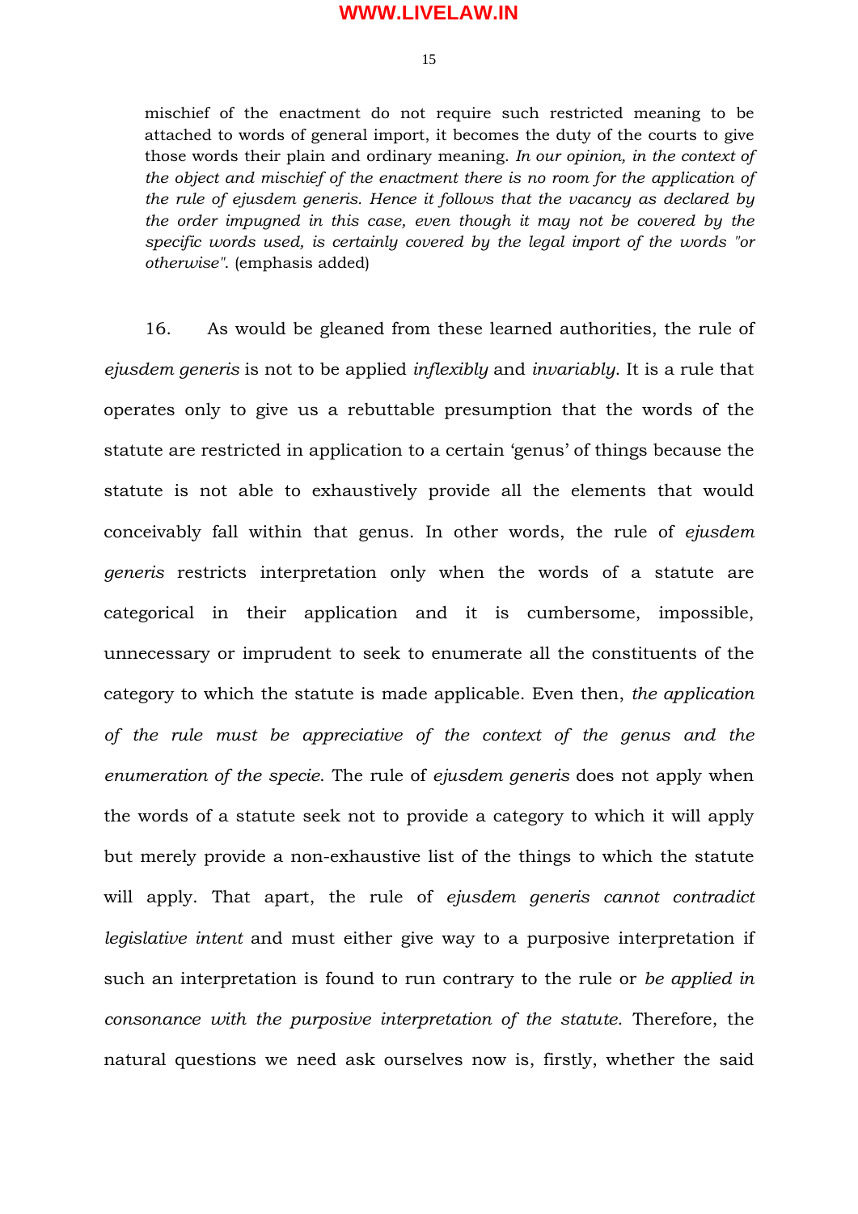> mischief of the enactment do not require such restricted meaning to be attached to words of general import, it becomes the duty of the courts to give those words their plain and ordinary meaning. *In our opinion, in the context of the object and mischief of the enactment there is no room for the application of the rule of ejusdem generis. Hence it follows that the vacancy as declared by the order impugned in this case, even though it may not be covered by the specific words used, is certainly covered by the legal import of the words "or otherwise"*. (emphasis added)

16. As would be gleaned from these learned authorities, the rule of *ejusdem generis* is not to be applied *inflexibly* and *invariably*. It is a rule that operates only to give us a rebuttable presumption that the words of the statute are restricted in application to a certain 'genus' of things because the statute is not able to exhaustively provide all the elements that would conceivably fall within that genus. In other words, the rule of *ejusdem generis* restricts interpretation only when the words of a statute are categorical in their application and it is cumbersome, impossible, unnecessary or imprudent to seek to enumerate all the constituents of the category to which the statute is made applicable. Even then, *the application of the rule must be appreciative of the context of the genus and the enumeration of the specie*. The rule of *ejusdem generis* does not apply when the words of a statute seek not to provide a category to which it will apply but merely provide a non-exhaustive list of the things to which the statute will apply. That apart, the rule of *ejusdem generis cannot contradict legislative intent* and must either give way to a purposive interpretation if such an interpretation is found to run contrary to the rule or *be applied in consonance with the purposive interpretation of the statute*. Therefore, the natural questions we need ask ourselves now is, firstly, whether the said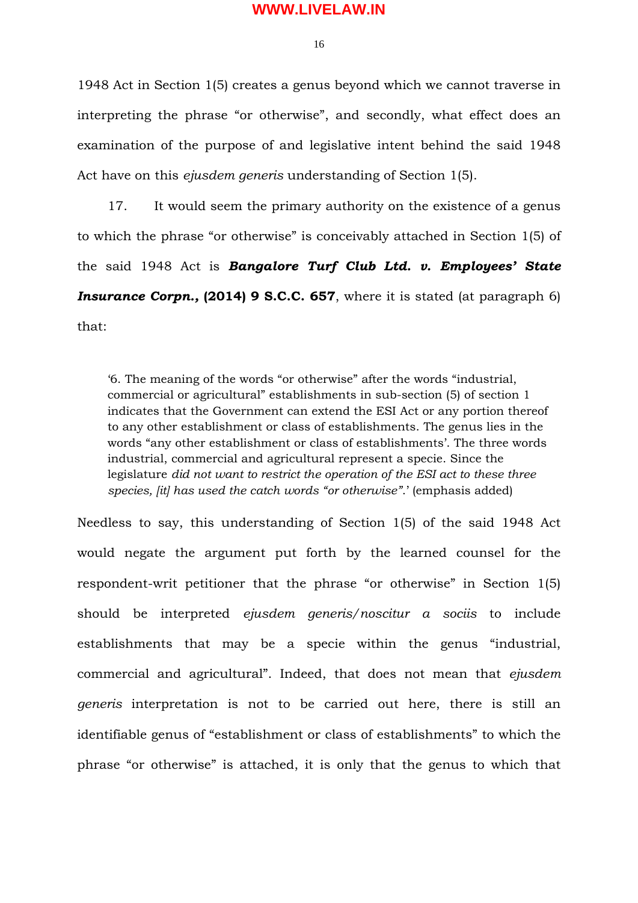1948 Act in Section 1(5) creates a genus beyond which we cannot traverse in interpreting the phrase "or otherwise", and secondly, what effect does an examination of the purpose of and legislative intent behind the said 1948 Act have on this *ejusdem generis* understanding of Section 1(5).

17. It would seem the primary authority on the existence of a genus to which the phrase "or otherwise" is conceivably attached in Section 1(5) of the said 1948 Act is ***Bangalore Turf Club Ltd. v. Employees' State Insurance Corpn.*, (2014) 9 S.C.C. 657**, where it is stated (at paragraph 6) that:

> '6. The meaning of the words "or otherwise" after the words "industrial, commercial or agricultural" establishments in sub-section (5) of section 1 indicates that the Government can extend the ESI Act or any portion thereof to any other establishment or class of establishments. The genus lies in the words "any other establishment or class of establishments'. The three words industrial, commercial and agricultural represent a specie. Since the legislature *did not want to restrict the operation of the ESI act to these three species, [it] has used the catch words "or otherwise"*.' (emphasis added)

Needless to say, this understanding of Section 1(5) of the said 1948 Act would negate the argument put forth by the learned counsel for the respondent-writ petitioner that the phrase "or otherwise" in Section 1(5) should be interpreted *ejusdem generis/noscitur a sociis* to include establishments that may be a specie within the genus "industrial, commercial and agricultural". Indeed, that does not mean that *ejusdem generis* interpretation is not to be carried out here, there is still an identifiable genus of "establishment or class of establishments" to which the phrase "or otherwise" is attached, it is only that the genus to which that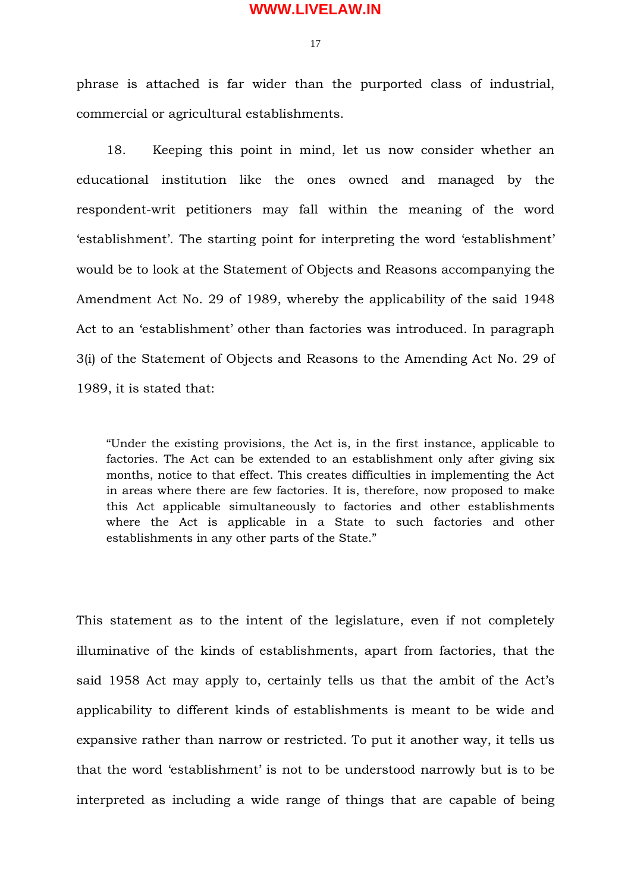phrase is attached is far wider than the purported class of industrial, commercial or agricultural establishments.

18. Keeping this point in mind, let us now consider whether an educational institution like the ones owned and managed by the respondent-writ petitioners may fall within the meaning of the word 'establishment'. The starting point for interpreting the word 'establishment' would be to look at the Statement of Objects and Reasons accompanying the Amendment Act No. 29 of 1989, whereby the applicability of the said 1948 Act to an 'establishment' other than factories was introduced. In paragraph 3(i) of the Statement of Objects and Reasons to the Amending Act No. 29 of 1989, it is stated that:

> "Under the existing provisions, the Act is, in the first instance, applicable to factories. The Act can be extended to an establishment only after giving six months, notice to that effect. This creates difficulties in implementing the Act in areas where there are few factories. It is, therefore, now proposed to make this Act applicable simultaneously to factories and other establishments where the Act is applicable in a State to such factories and other establishments in any other parts of the State."

This statement as to the intent of the legislature, even if not completely illuminative of the kinds of establishments, apart from factories, that the said 1958 Act may apply to, certainly tells us that the ambit of the Act's applicability to different kinds of establishments is meant to be wide and expansive rather than narrow or restricted. To put it another way, it tells us that the word 'establishment' is not to be understood narrowly but is to be interpreted as including a wide range of things that are capable of being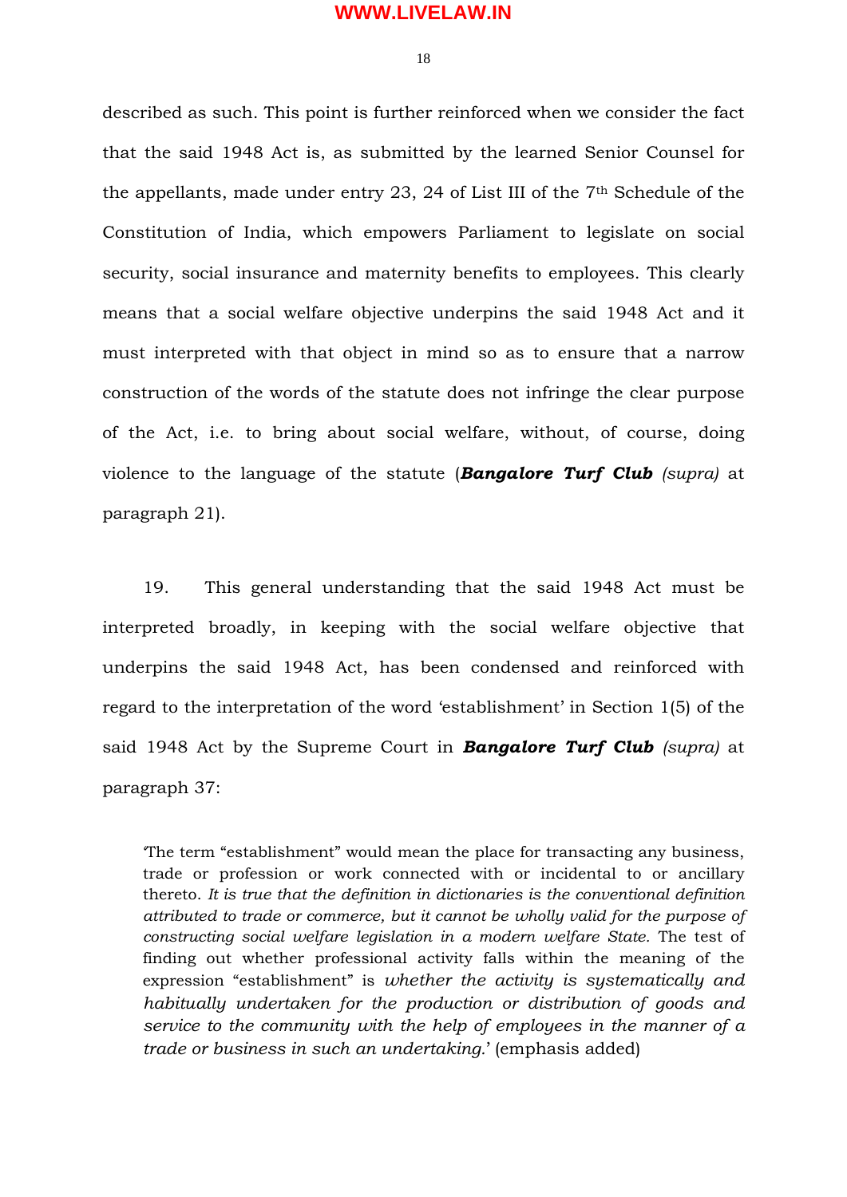described as such. This point is further reinforced when we consider the fact that the said 1948 Act is, as submitted by the learned Senior Counsel for the appellants, made under entry 23, 24 of List III of the 7th Schedule of the Constitution of India, which empowers Parliament to legislate on social security, social insurance and maternity benefits to employees. This clearly means that a social welfare objective underpins the said 1948 Act and it must interpreted with that object in mind so as to ensure that a narrow construction of the words of the statute does not infringe the clear purpose of the Act, i.e. to bring about social welfare, without, of course, doing violence to the language of the statute (***Bangalore Turf Club*** *(supra)* at paragraph 21).

19. This general understanding that the said 1948 Act must be interpreted broadly, in keeping with the social welfare objective that underpins the said 1948 Act, has been condensed and reinforced with regard to the interpretation of the word 'establishment' in Section 1(5) of the said 1948 Act by the Supreme Court in ***Bangalore Turf Club*** *(supra)* at paragraph 37:

> 'The term "establishment" would mean the place for transacting any business, trade or profession or work connected with or incidental to or ancillary thereto. *It is true that the definition in dictionaries is the conventional definition attributed to trade or commerce, but it cannot be wholly valid for the purpose of constructing social welfare legislation in a modern welfare State.* The test of finding out whether professional activity falls within the meaning of the expression "establishment" is *whether the activity is systematically and habitually undertaken for the production or distribution of goods and service to the community with the help of employees in the manner of a trade or business in such an undertaking.*' (emphasis added)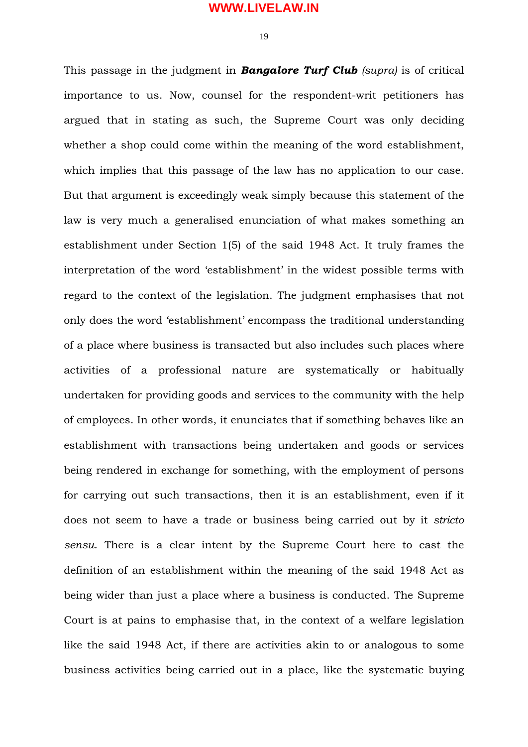This passage in the judgment in ***Bangalore Turf Club*** *(supra)* is of critical importance to us. Now, counsel for the respondent-writ petitioners has argued that in stating as such, the Supreme Court was only deciding whether a shop could come within the meaning of the word establishment, which implies that this passage of the law has no application to our case. But that argument is exceedingly weak simply because this statement of the law is very much a generalised enunciation of what makes something an establishment under Section 1(5) of the said 1948 Act. It truly frames the interpretation of the word 'establishment' in the widest possible terms with regard to the context of the legislation. The judgment emphasises that not only does the word 'establishment' encompass the traditional understanding of a place where business is transacted but also includes such places where activities of a professional nature are systematically or habitually undertaken for providing goods and services to the community with the help of employees. In other words, it enunciates that if something behaves like an establishment with transactions being undertaken and goods or services being rendered in exchange for something, with the employment of persons for carrying out such transactions, then it is an establishment, even if it does not seem to have a trade or business being carried out by it *stricto sensu*. There is a clear intent by the Supreme Court here to cast the definition of an establishment within the meaning of the said 1948 Act as being wider than just a place where a business is conducted. The Supreme Court is at pains to emphasise that, in the context of a welfare legislation like the said 1948 Act, if there are activities akin to or analogous to some business activities being carried out in a place, like the systematic buying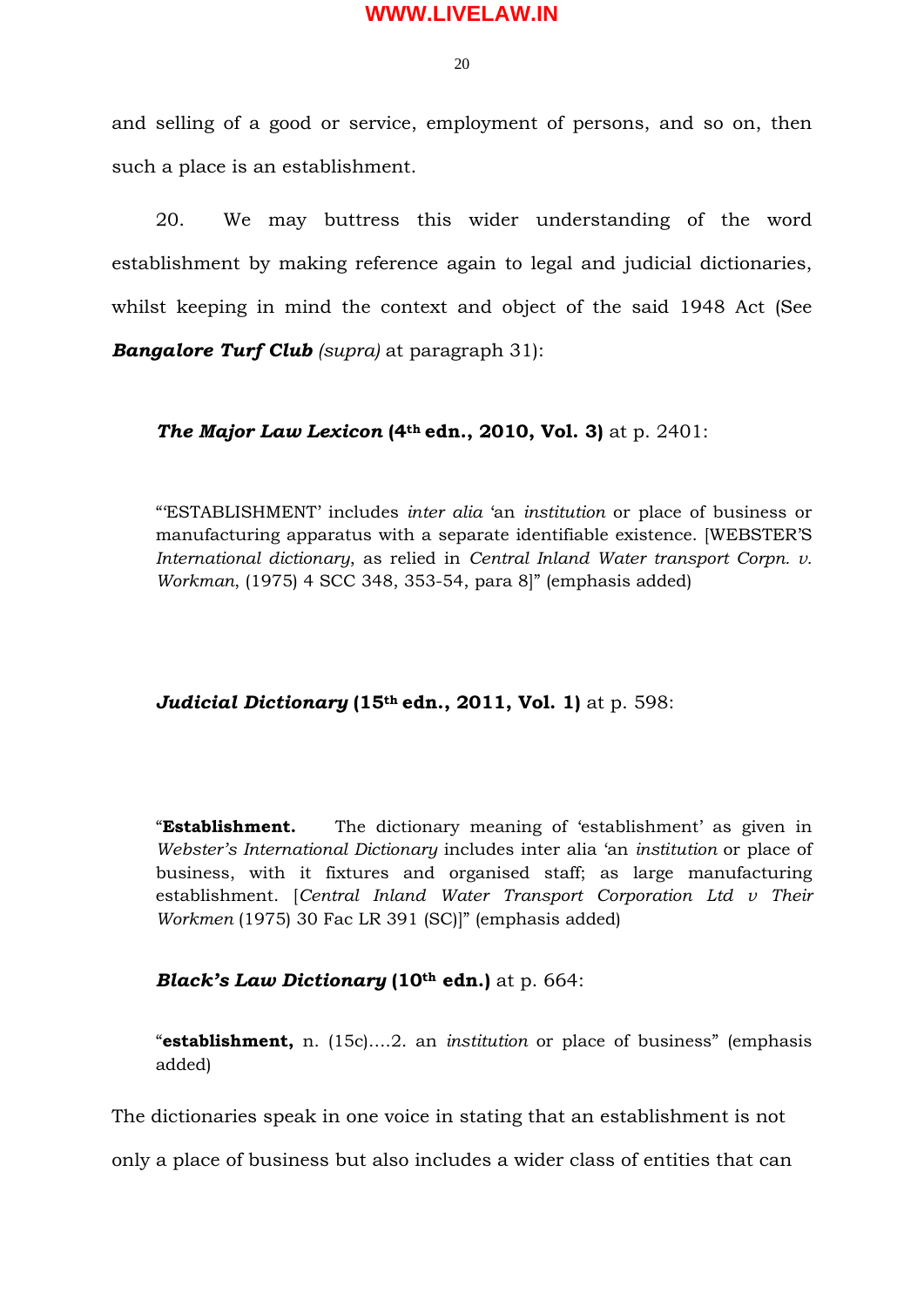and selling of a good or service, employment of persons, and so on, then such a place is an establishment.

20. We may buttress this wider understanding of the word establishment by making reference again to legal and judicial dictionaries, whilst keeping in mind the context and object of the said 1948 Act (See ***Bangalore Turf Club*** *(supra)* at paragraph 31):

> ***The Major Law Lexicon*** **(4th edn., 2010, Vol. 3)** at p. 2401:
>
> "'ESTABLISHMENT' includes *inter alia* 'an *institution* or place of business or manufacturing apparatus with a separate identifiable existence. [WEBSTER'S *International dictionary*, as relied in *Central Inland Water transport Corpn. v. Workman*, (1975) 4 SCC 348, 353-54, para 8]" (emphasis added)
>
> ***Judicial Dictionary*** **(15th edn., 2011, Vol. 1)** at p. 598:
>
> "**Establishment.** The dictionary meaning of 'establishment' as given in *Webster's International Dictionary* includes inter alia 'an *institution* or place of business, with it fixtures and organised staff; as large manufacturing establishment. [*Central Inland Water Transport Corporation Ltd v Their Workmen* (1975) 30 Fac LR 391 (SC)]" (emphasis added)
>
> ***Black's Law Dictionary*** **(10th edn.)** at p. 664:
>
> "**establishment,** n. (15c)....2. an *institution* or place of business" (emphasis added)

The dictionaries speak in one voice in stating that an establishment is not only a place of business but also includes a wider class of entities that can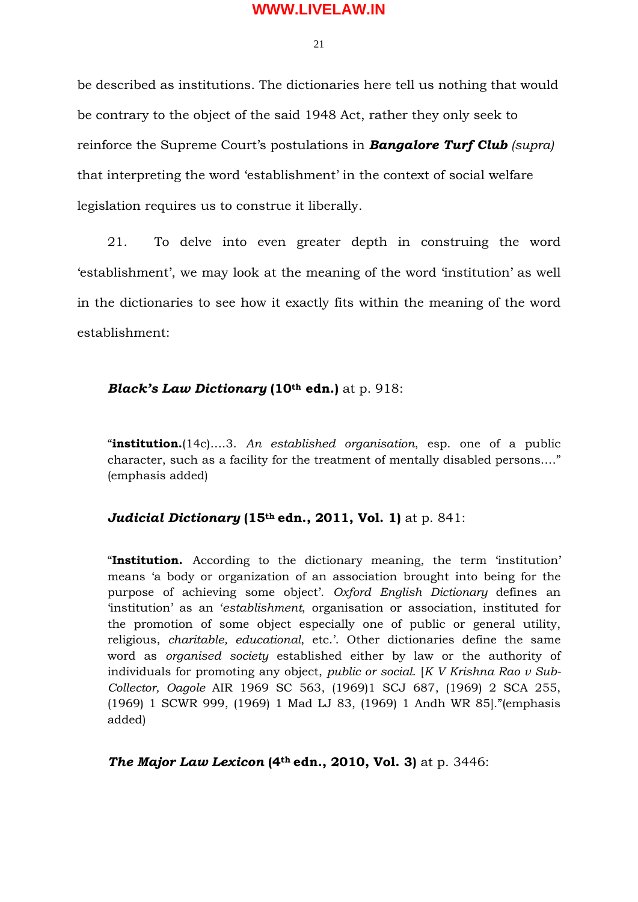be described as institutions. The dictionaries here tell us nothing that would be contrary to the object of the said 1948 Act, rather they only seek to reinforce the Supreme Court's postulations in ***Bangalore Turf Club*** *(supra)* that interpreting the word 'establishment' in the context of social welfare legislation requires us to construe it liberally.

21. To delve into even greater depth in construing the word 'establishment', we may look at the meaning of the word 'institution' as well in the dictionaries to see how it exactly fits within the meaning of the word establishment:

***Black's Law Dictionary*** **(10th edn.)** at p. 918:

> "**institution.**(14c)....3. *An established organisation*, esp. one of a public character, such as a facility for the treatment of mentally disabled persons...." (emphasis added)

***Judicial Dictionary*** **(15th edn., 2011, Vol. 1)** at p. 841:

> "**Institution.** According to the dictionary meaning, the term 'institution' means 'a body or organization of an association brought into being for the purpose of achieving some object'. *Oxford English Dictionary* defines an 'institution' as an '*establishment*, organisation or association, instituted for the promotion of some object especially one of public or general utility, religious, *charitable, educational*, etc.'. Other dictionaries define the same word as *organised society* established either by law or the authority of individuals for promoting any object, *public or social*. [*K V Krishna Rao v Sub-Collector, Oagole* AIR 1969 SC 563, (1969)1 SCJ 687, (1969) 2 SCA 255, (1969) 1 SCWR 999, (1969) 1 Mad LJ 83, (1969) 1 Andh WR 85]."(emphasis added)

***The Major Law Lexicon*** **(4th edn., 2010, Vol. 3)** at p. 3446: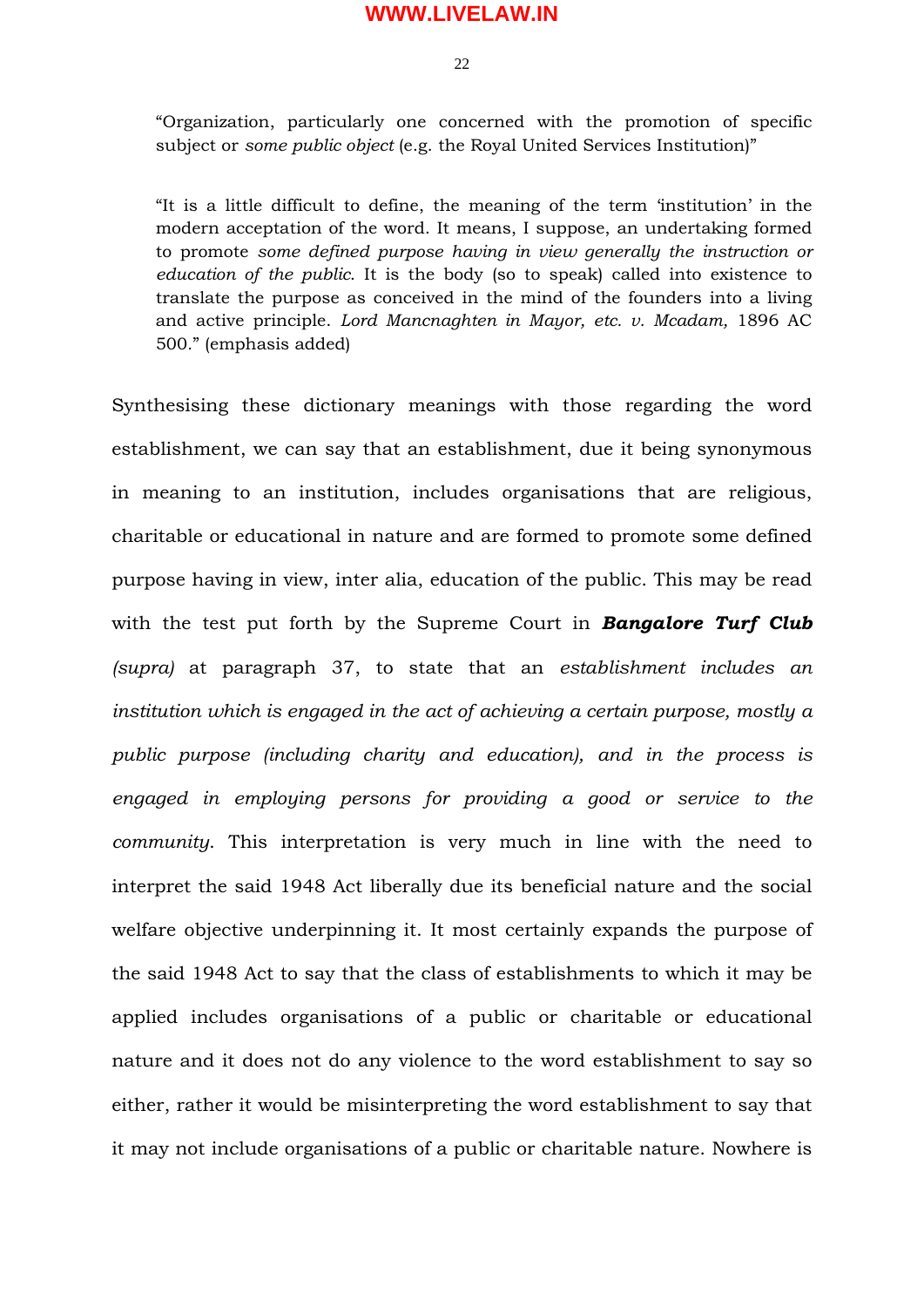> "Organization, particularly one concerned with the promotion of specific subject or *some public object* (e.g. the Royal United Services Institution)"

> "It is a little difficult to define, the meaning of the term 'institution' in the modern acceptation of the word. It means, I suppose, an undertaking formed to promote *some defined purpose having in view generally the instruction or education of the public*. It is the body (so to speak) called into existence to translate the purpose as conceived in the mind of the founders into a living and active principle. *Lord Mancnaghten in Mayor, etc. v. Mcadam,* 1896 AC 500." (emphasis added)

Synthesising these dictionary meanings with those regarding the word establishment, we can say that an establishment, due it being synonymous in meaning to an institution, includes organisations that are religious, charitable or educational in nature and are formed to promote some defined purpose having in view, inter alia, education of the public. This may be read with the test put forth by the Supreme Court in ***Bangalore Turf Club*** *(supra)* at paragraph 37, to state that an *establishment includes an institution which is engaged in the act of achieving a certain purpose, mostly a public purpose (including charity and education), and in the process is engaged in employing persons for providing a good or service to the community*. This interpretation is very much in line with the need to interpret the said 1948 Act liberally due its beneficial nature and the social welfare objective underpinning it. It most certainly expands the purpose of the said 1948 Act to say that the class of establishments to which it may be applied includes organisations of a public or charitable or educational nature and it does not do any violence to the word establishment to say so either, rather it would be misinterpreting the word establishment to say that it may not include organisations of a public or charitable nature. Nowhere is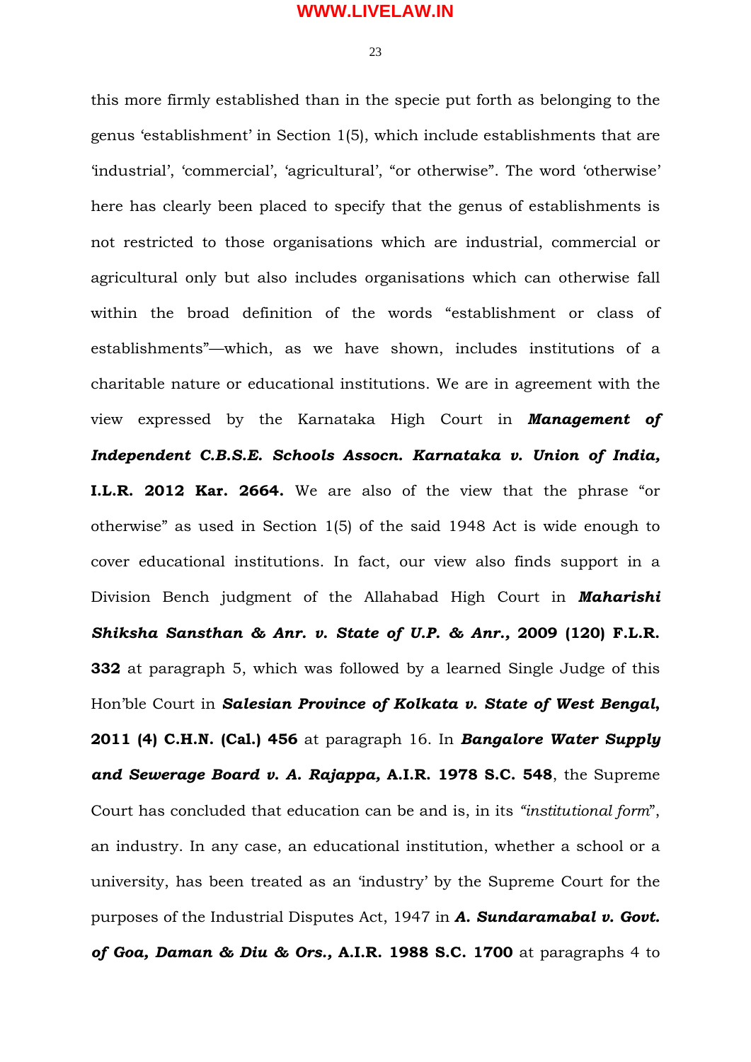this more firmly established than in the specie put forth as belonging to the genus 'establishment' in Section 1(5), which include establishments that are 'industrial', 'commercial', 'agricultural', "or otherwise". The word 'otherwise' here has clearly been placed to specify that the genus of establishments is not restricted to those organisations which are industrial, commercial or agricultural only but also includes organisations which can otherwise fall within the broad definition of the words "establishment or class of establishments"—which, as we have shown, includes institutions of a charitable nature or educational institutions. We are in agreement with the view expressed by the Karnataka High Court in ***Management of Independent C.B.S.E. Schools Assocn. Karnataka v. Union of India,*** **I.L.R. 2012 Kar. 2664.** We are also of the view that the phrase "or otherwise" as used in Section 1(5) of the said 1948 Act is wide enough to cover educational institutions. In fact, our view also finds support in a Division Bench judgment of the Allahabad High Court in ***Maharishi Shiksha Sansthan & Anr. v. State of U.P. & Anr.,*** **2009 (120) F.L.R. 332** at paragraph 5, which was followed by a learned Single Judge of this Hon'ble Court in ***Salesian Province of Kolkata v. State of West Bengal,*** **2011 (4) C.H.N. (Cal.) 456** at paragraph 16. In ***Bangalore Water Supply and Sewerage Board v. A. Rajappa,*** **A.I.R. 1978 S.C. 548**, the Supreme Court has concluded that education can be and is, in its *"institutional form"*, an industry. In any case, an educational institution, whether a school or a university, has been treated as an 'industry' by the Supreme Court for the purposes of the Industrial Disputes Act, 1947 in ***A. Sundaramabal v. Govt. of Goa, Daman & Diu & Ors.,*** **A.I.R. 1988 S.C. 1700** at paragraphs 4 to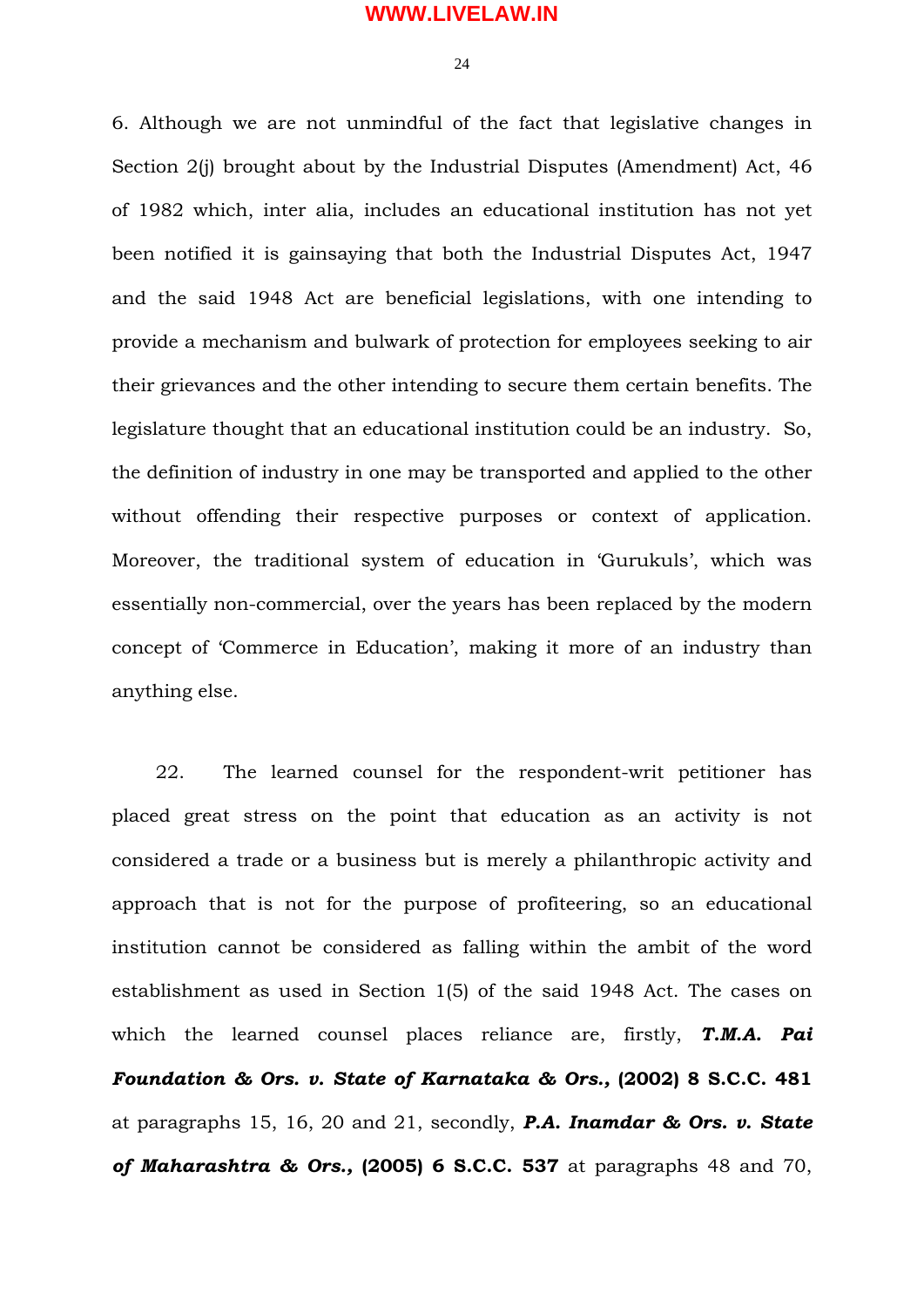6. Although we are not unmindful of the fact that legislative changes in Section 2(j) brought about by the Industrial Disputes (Amendment) Act, 46 of 1982 which, inter alia, includes an educational institution has not yet been notified it is gainsaying that both the Industrial Disputes Act, 1947 and the said 1948 Act are beneficial legislations, with one intending to provide a mechanism and bulwark of protection for employees seeking to air their grievances and the other intending to secure them certain benefits. The legislature thought that an educational institution could be an industry. So, the definition of industry in one may be transported and applied to the other without offending their respective purposes or context of application. Moreover, the traditional system of education in 'Gurukuls', which was essentially non-commercial, over the years has been replaced by the modern concept of 'Commerce in Education', making it more of an industry than anything else.

22. The learned counsel for the respondent-writ petitioner has placed great stress on the point that education as an activity is not considered a trade or a business but is merely a philanthropic activity and approach that is not for the purpose of profiteering, so an educational institution cannot be considered as falling within the ambit of the word establishment as used in Section 1(5) of the said 1948 Act. The cases on which the learned counsel places reliance are, firstly, ***T.M.A. Pai Foundation & Ors. v. State of Karnataka & Ors.*, (2002) 8 S.C.C. 481** at paragraphs 15, 16, 20 and 21, secondly, ***P.A. Inamdar & Ors. v. State of Maharashtra & Ors.*, (2005) 6 S.C.C. 537** at paragraphs 48 and 70,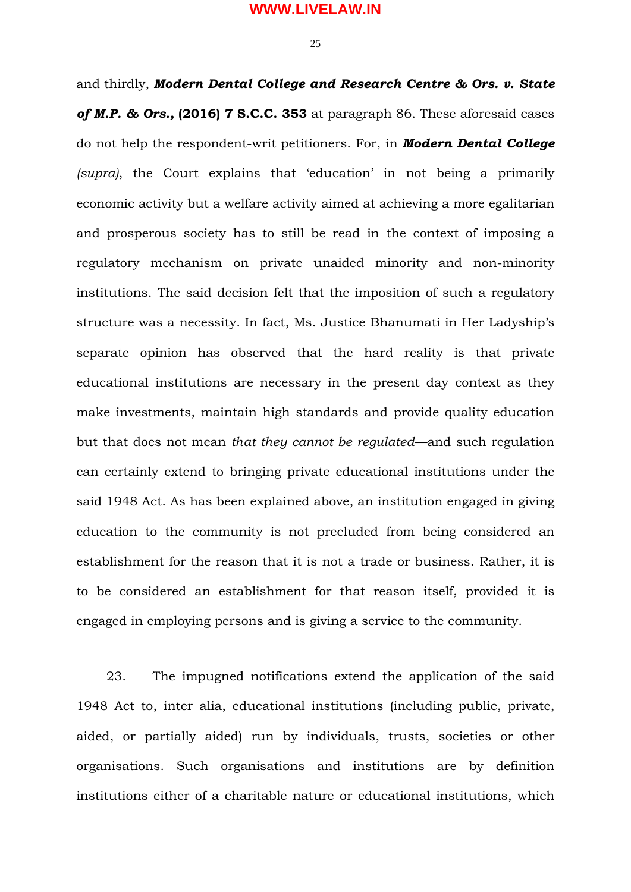and thirdly, ***Modern Dental College and Research Centre & Ors. v. State of M.P. & Ors.,*** **(2016) 7 S.C.C. 353** at paragraph 86. These aforesaid cases do not help the respondent-writ petitioners. For, in ***Modern Dental College*** *(supra)*, the Court explains that 'education' in not being a primarily economic activity but a welfare activity aimed at achieving a more egalitarian and prosperous society has to still be read in the context of imposing a regulatory mechanism on private unaided minority and non-minority institutions. The said decision felt that the imposition of such a regulatory structure was a necessity. In fact, Ms. Justice Bhanumati in Her Ladyship's separate opinion has observed that the hard reality is that private educational institutions are necessary in the present day context as they make investments, maintain high standards and provide quality education but that does not mean *that they cannot be regulated*—and such regulation can certainly extend to bringing private educational institutions under the said 1948 Act. As has been explained above, an institution engaged in giving education to the community is not precluded from being considered an establishment for the reason that it is not a trade or business. Rather, it is to be considered an establishment for that reason itself, provided it is engaged in employing persons and is giving a service to the community.

23. The impugned notifications extend the application of the said 1948 Act to, inter alia, educational institutions (including public, private, aided, or partially aided) run by individuals, trusts, societies or other organisations. Such organisations and institutions are by definition institutions either of a charitable nature or educational institutions, which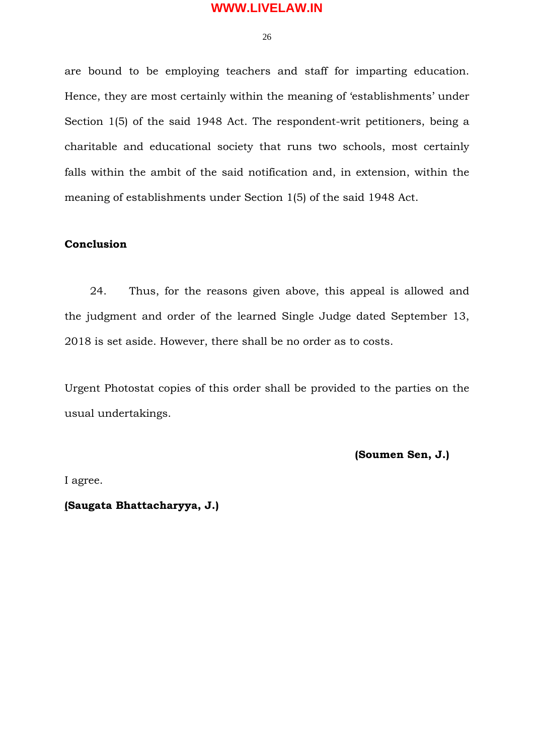are bound to be employing teachers and staff for imparting education. Hence, they are most certainly within the meaning of 'establishments' under Section 1(5) of the said 1948 Act. The respondent-writ petitioners, being a charitable and educational society that runs two schools, most certainly falls within the ambit of the said notification and, in extension, within the meaning of establishments under Section 1(5) of the said 1948 Act.

**Conclusion**

24. Thus, for the reasons given above, this appeal is allowed and the judgment and order of the learned Single Judge dated September 13, 2018 is set aside. However, there shall be no order as to costs.

Urgent Photostat copies of this order shall be provided to the parties on the usual undertakings.

**(Soumen Sen, J.)**

I agree.

**(Saugata Bhattacharyya, J.)**